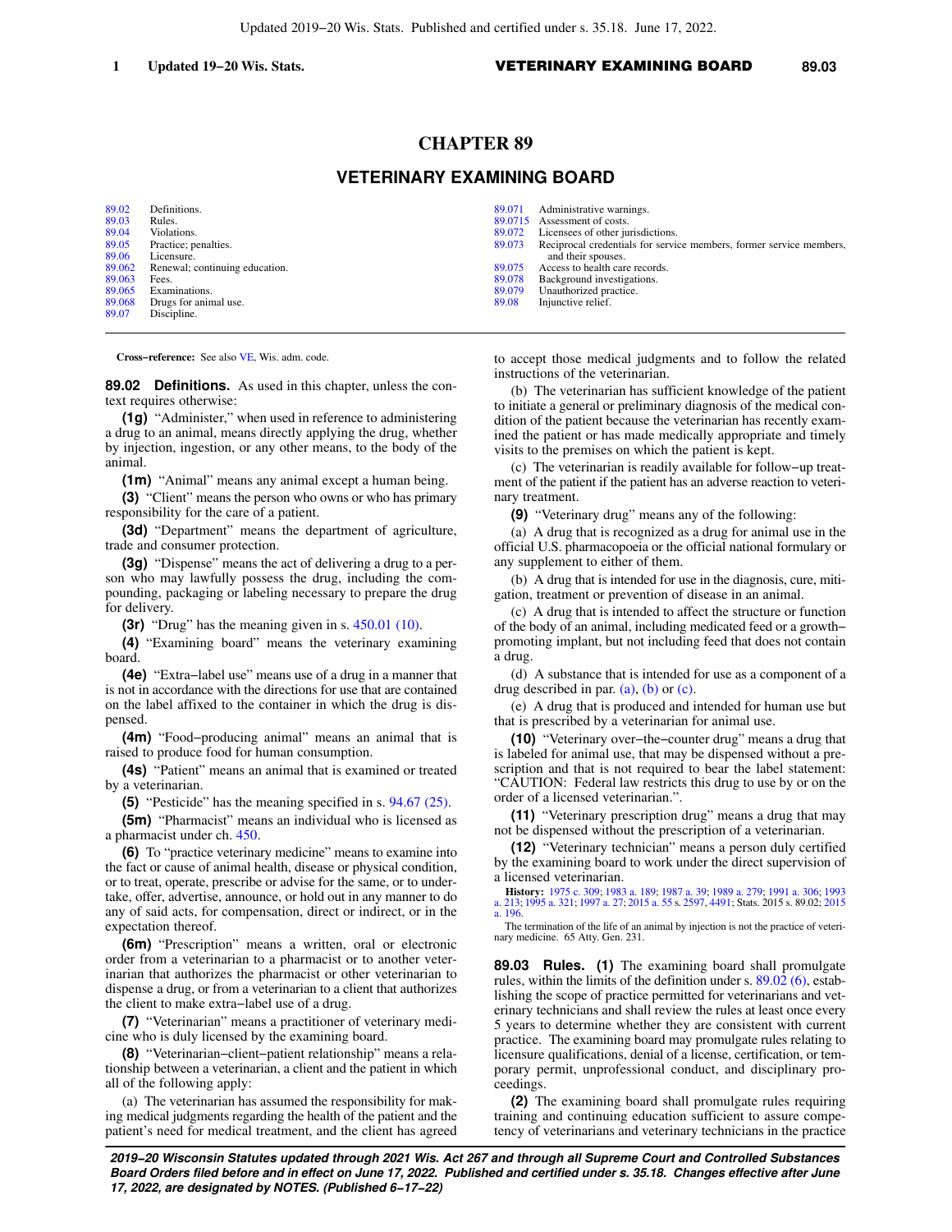# CHAPTER 89

## VETERINARY EXAMINING BOARD

| | | | |
|---|---|---|---|
| 89.02 | Definitions. | 89.071 | Administrative warnings. |
| 89.03 | Rules. | 89.0715 | Assessment of costs. |
| 89.04 | Violations. | 89.072 | Licensees of other jurisdictions. |
| 89.05 | Practice; penalties. | 89.073 | Reciprocal credentials for service members, former service members, and their spouses. |
| 89.06 | Licensure. | 89.075 | Access to health care records. |
| 89.062 | Renewal; continuing education. | 89.078 | Background investigations. |
| 89.063 | Fees. | 89.079 | Unauthorized practice. |
| 89.065 | Examinations. | 89.08 | Injunctive relief. |
| 89.068 | Drugs for animal use. | | |
| 89.07 | Discipline. | | |

**Cross−reference:** See also VE, Wis. adm. code.

**89.02 Definitions.** As used in this chapter, unless the context requires otherwise:

**(1g)** "Administer," when used in reference to administering a drug to an animal, means directly applying the drug, whether by injection, ingestion, or any other means, to the body of the animal.

**(1m)** "Animal" means any animal except a human being.

**(3)** "Client" means the person who owns or who has primary responsibility for the care of a patient.

**(3d)** "Department" means the department of agriculture, trade and consumer protection.

**(3g)** "Dispense" means the act of delivering a drug to a person who may lawfully possess the drug, including the compounding, packaging or labeling necessary to prepare the drug for delivery.

**(3r)** "Drug" has the meaning given in s. 450.01 (10).

**(4)** "Examining board" means the veterinary examining board.

**(4e)** "Extra−label use" means use of a drug in a manner that is not in accordance with the directions for use that are contained on the label affixed to the container in which the drug is dispensed.

**(4m)** "Food−producing animal" means an animal that is raised to produce food for human consumption.

**(4s)** "Patient" means an animal that is examined or treated by a veterinarian.

**(5)** "Pesticide" has the meaning specified in s. 94.67 (25).

**(5m)** "Pharmacist" means an individual who is licensed as a pharmacist under ch. 450.

**(6)** To "practice veterinary medicine" means to examine into the fact or cause of animal health, disease or physical condition, or to treat, operate, prescribe or advise for the same, or to undertake, offer, advertise, announce, or hold out in any manner to do any of said acts, for compensation, direct or indirect, or in the expectation thereof.

**(6m)** "Prescription" means a written, oral or electronic order from a veterinarian to a pharmacist or to another veterinarian that authorizes the pharmacist or other veterinarian to dispense a drug, or from a veterinarian to a client that authorizes the client to make extra−label use of a drug.

**(7)** "Veterinarian" means a practitioner of veterinary medicine who is duly licensed by the examining board.

**(8)** "Veterinarian−client−patient relationship" means a relationship between a veterinarian, a client and the patient in which all of the following apply:

(a) The veterinarian has assumed the responsibility for making medical judgments regarding the health of the patient and the patient's need for medical treatment, and the client has agreed to accept those medical judgments and to follow the related instructions of the veterinarian.

(b) The veterinarian has sufficient knowledge of the patient to initiate a general or preliminary diagnosis of the medical condition of the patient because the veterinarian has recently examined the patient or has made medically appropriate and timely visits to the premises on which the patient is kept.

(c) The veterinarian is readily available for follow−up treatment of the patient if the patient has an adverse reaction to veterinary treatment.

**(9)** "Veterinary drug" means any of the following:

(a) A drug that is recognized as a drug for animal use in the official U.S. pharmacopoeia or the official national formulary or any supplement to either of them.

(b) A drug that is intended for use in the diagnosis, cure, mitigation, treatment or prevention of disease in an animal.

(c) A drug that is intended to affect the structure or function of the body of an animal, including medicated feed or a growth−promoting implant, but not including feed that does not contain a drug.

(d) A substance that is intended for use as a component of a drug described in par. (a), (b) or (c).

(e) A drug that is produced and intended for human use but that is prescribed by a veterinarian for animal use.

**(10)** "Veterinary over−the−counter drug" means a drug that is labeled for animal use, that may be dispensed without a prescription and that is not required to bear the label statement: "CAUTION: Federal law restricts this drug to use by or on the order of a licensed veterinarian.".

**(11)** "Veterinary prescription drug" means a drug that may not be dispensed without the prescription of a veterinarian.

**(12)** "Veterinary technician" means a person duly certified by the examining board to work under the direct supervision of a licensed veterinarian.

**History:** 1975 c. 309; 1983 a. 189; 1987 a. 39; 1989 a. 279; 1991 a. 306; 1993 a. 213; 1995 a. 321; 1997 a. 27; 2015 a. 55 s. 2597, 4491; Stats. 2015 s. 89.02; 2015 a. 196.

The termination of the life of an animal by injection is not the practice of veterinary medicine. 65 Atty. Gen. 231.

**89.03 Rules.** **(1)** The examining board shall promulgate rules, within the limits of the definition under s. 89.02 (6), establishing the scope of practice permitted for veterinarians and veterinary technicians and shall review the rules at least once every 5 years to determine whether they are consistent with current practice. The examining board may promulgate rules relating to licensure qualifications, denial of a license, certification, or temporary permit, unprofessional conduct, and disciplinary proceedings.

**(2)** The examining board shall promulgate rules requiring training and continuing education sufficient to assure competency of veterinarians and veterinary technicians in the practice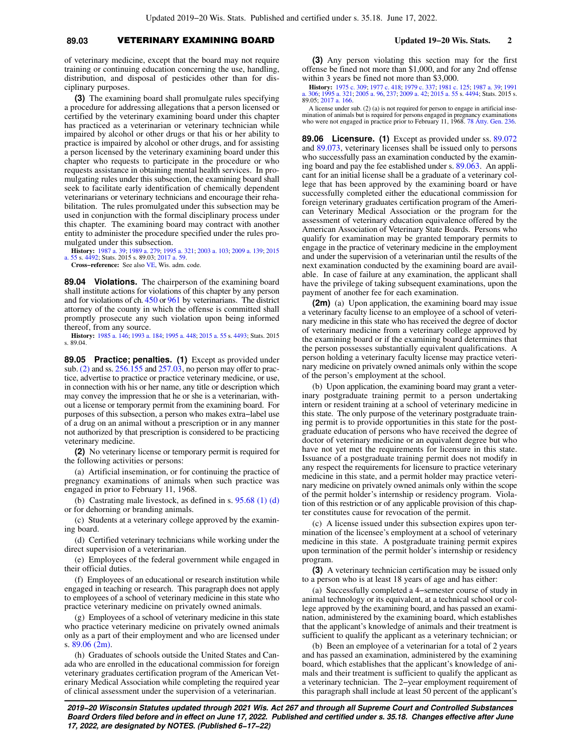of veterinary medicine, except that the board may not require training or continuing education concerning the use, handling, distribution, and disposal of pesticides other than for disciplinary purposes.

**(3)** The examining board shall promulgate rules specifying a procedure for addressing allegations that a person licensed or certified by the veterinary examining board under this chapter has practiced as a veterinarian or veterinary technician while impaired by alcohol or other drugs or that his or her ability to practice is impaired by alcohol or other drugs, and for assisting a person licensed by the veterinary examining board under this chapter who requests to participate in the procedure or who requests assistance in obtaining mental health services. In promulgating rules under this subsection, the examining board shall seek to facilitate early identification of chemically dependent veterinarians or veterinary technicians and encourage their rehabilitation. The rules promulgated under this subsection may be used in conjunction with the formal disciplinary process under this chapter. The examining board may contract with another entity to administer the procedure specified under the rules promulgated under this subsection.

**History:** 1987 a. 39; 1989 a. 279; 1995 a. 321; 2003 a. 103; 2009 a. 139; 2015 a. 55 s. 4492; Stats. 2015 s. 89.03; 2017 a. 59.

**Cross−reference:** See also VE, Wis. adm. code.

**89.04 Violations.** The chairperson of the examining board shall institute actions for violations of this chapter by any person and for violations of ch. 450 or 961 by veterinarians. The district attorney of the county in which the offense is committed shall promptly prosecute any such violation upon being informed thereof, from any source.

**History:** 1985 a. 146; 1993 a. 184; 1995 a. 448; 2015 a. 55 s. 4493; Stats. 2015 s. 89.04.

**89.05 Practice; penalties. (1)** Except as provided under sub. (2) and ss. 256.155 and 257.03, no person may offer to practice, advertise to practice or practice veterinary medicine, or use, in connection with his or her name, any title or description which may convey the impression that he or she is a veterinarian, without a license or temporary permit from the examining board. For purposes of this subsection, a person who makes extra−label use of a drug on an animal without a prescription or in any manner not authorized by that prescription is considered to be practicing veterinary medicine.

**(2)** No veterinary license or temporary permit is required for the following activities or persons:

(a) Artificial insemination, or for continuing the practice of pregnancy examinations of animals when such practice was engaged in prior to February 11, 1968.

(b) Castrating male livestock, as defined in s. 95.68 (1) (d) or for dehorning or branding animals.

(c) Students at a veterinary college approved by the examining board.

(d) Certified veterinary technicians while working under the direct supervision of a veterinarian.

(e) Employees of the federal government while engaged in their official duties.

(f) Employees of an educational or research institution while engaged in teaching or research. This paragraph does not apply to employees of a school of veterinary medicine in this state who practice veterinary medicine on privately owned animals.

(g) Employees of a school of veterinary medicine in this state who practice veterinary medicine on privately owned animals only as a part of their employment and who are licensed under s. 89.06 (2m).

(h) Graduates of schools outside the United States and Canada who are enrolled in the educational commission for foreign veterinary graduates certification program of the American Veterinary Medical Association while completing the required year of clinical assessment under the supervision of a veterinarian.

**(3)** Any person violating this section may for the first offense be fined not more than $1,000, and for any 2nd offense within 3 years be fined not more than $3,000.

**History:** 1975 c. 309; 1977 c. 418; 1979 c. 337; 1981 c. 125; 1987 a. 39; 1991 a. 306; 1995 a. 321; 2005 a. 96, 237; 2009 a. 42; 2015 a. 55 s. 4494; Stats. 2015 s. 89.05; 2017 a. 166.

A license under sub. (2) (a) is not required for person to engage in artificial insemination of animals but is required for persons engaged in pregnancy examinations who were not engaged in practice prior to February 11, 1968. 78 Atty. Gen. 236.

**89.06 Licensure. (1)** Except as provided under ss. 89.072 and 89.073, veterinary licenses shall be issued only to persons who successfully pass an examination conducted by the examining board and pay the fee established under s. 89.063. An applicant for an initial license shall be a graduate of a veterinary college that has been approved by the examining board or have successfully completed either the educational commission for foreign veterinary graduates certification program of the American Veterinary Medical Association or the program for the assessment of veterinary education equivalence offered by the American Association of Veterinary State Boards. Persons who qualify for examination may be granted temporary permits to engage in the practice of veterinary medicine in the employment and under the supervision of a veterinarian until the results of the next examination conducted by the examining board are available. In case of failure at any examination, the applicant shall have the privilege of taking subsequent examinations, upon the payment of another fee for each examination.

**(2m)** (a) Upon application, the examining board may issue a veterinary faculty license to an employee of a school of veterinary medicine in this state who has received the degree of doctor of veterinary medicine from a veterinary college approved by the examining board or if the examining board determines that the person possesses substantially equivalent qualifications. A person holding a veterinary faculty license may practice veterinary medicine on privately owned animals only within the scope of the person's employment at the school.

(b) Upon application, the examining board may grant a veterinary postgraduate training permit to a person undertaking intern or resident training at a school of veterinary medicine in this state. The only purpose of the veterinary postgraduate training permit is to provide opportunities in this state for the postgraduate education of persons who have received the degree of doctor of veterinary medicine or an equivalent degree but who have not yet met the requirements for licensure in this state. Issuance of a postgraduate training permit does not modify in any respect the requirements for licensure to practice veterinary medicine in this state, and a permit holder may practice veterinary medicine on privately owned animals only within the scope of the permit holder's internship or residency program. Violation of this restriction or of any applicable provision of this chapter constitutes cause for revocation of the permit.

(c) A license issued under this subsection expires upon termination of the licensee's employment at a school of veterinary medicine in this state. A postgraduate training permit expires upon termination of the permit holder's internship or residency program.

**(3)** A veterinary technician certification may be issued only to a person who is at least 18 years of age and has either:

(a) Successfully completed a 4−semester course of study in animal technology or its equivalent, at a technical school or college approved by the examining board, and has passed an examination, administered by the examining board, which establishes that the applicant's knowledge of animals and their treatment is sufficient to qualify the applicant as a veterinary technician; or

(b) Been an employee of a veterinarian for a total of 2 years and has passed an examination, administered by the examining board, which establishes that the applicant's knowledge of animals and their treatment is sufficient to qualify the applicant as a veterinary technician. The 2−year employment requirement of this paragraph shall include at least 50 percent of the applicant's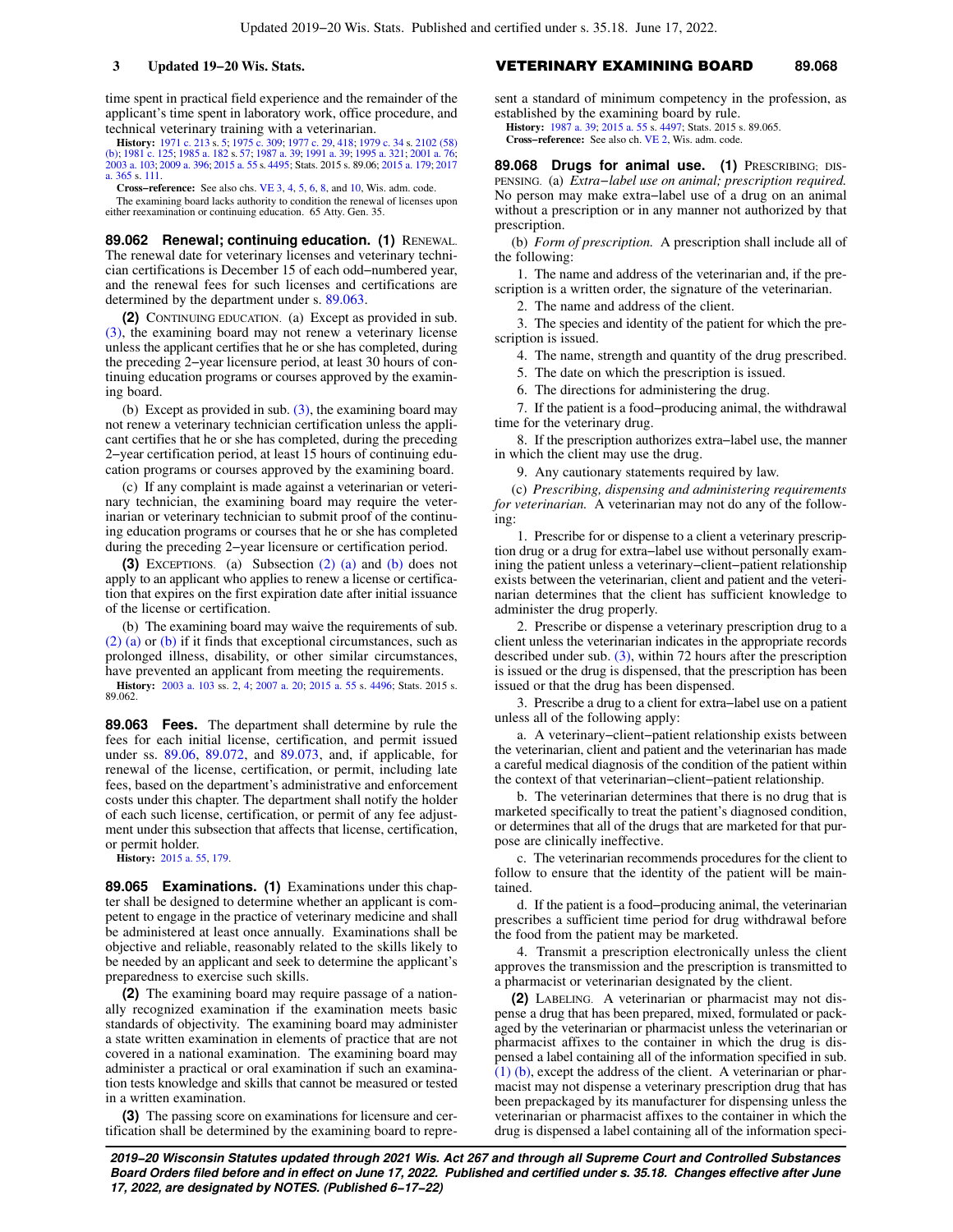time spent in practical field experience and the remainder of the applicant's time spent in laboratory work, office procedure, and technical veterinary training with a veterinarian.

**History:** 1971 c. 213 s. 5; 1975 c. 309; 1977 c. 29, 418; 1979 c. 34 s. 2102 (58) (b); 1981 c. 125; 1985 a. 182 s. 57; 1987 a. 39; 1991 a. 39; 1995 a. 321; 2001 a. 76; 2003 a. 103; 2009 a. 396; 2015 a. 55 s. 4495; Stats. 2015 s. 89.06; 2015 a. 179; 2017 a. 365 s. 111.

**Cross−reference:** See also chs. VE 3, 4, 5, 6, 8, and 10, Wis. adm. code.

The examining board lacks authority to condition the renewal of licenses upon either reexamination or continuing education. 65 Atty. Gen. 35.

**89.062 Renewal; continuing education. (1)** RENEWAL. The renewal date for veterinary licenses and veterinary technician certifications is December 15 of each odd−numbered year, and the renewal fees for such licenses and certifications are determined by the department under s. 89.063.

**(2)** CONTINUING EDUCATION. (a) Except as provided in sub. (3), the examining board may not renew a veterinary license unless the applicant certifies that he or she has completed, during the preceding 2−year licensure period, at least 30 hours of continuing education programs or courses approved by the examining board.

(b) Except as provided in sub. (3), the examining board may not renew a veterinary technician certification unless the applicant certifies that he or she has completed, during the preceding 2−year certification period, at least 15 hours of continuing education programs or courses approved by the examining board.

(c) If any complaint is made against a veterinarian or veterinary technician, the examining board may require the veterinarian or veterinary technician to submit proof of the continuing education programs or courses that he or she has completed during the preceding 2−year licensure or certification period.

**(3)** EXCEPTIONS. (a) Subsection (2) (a) and (b) does not apply to an applicant who applies to renew a license or certification that expires on the first expiration date after initial issuance of the license or certification.

(b) The examining board may waive the requirements of sub. (2) (a) or (b) if it finds that exceptional circumstances, such as prolonged illness, disability, or other similar circumstances, have prevented an applicant from meeting the requirements.

**History:** 2003 a. 103 ss. 2, 4; 2007 a. 20; 2015 a. 55 s. 4496; Stats. 2015 s. 89.062.

**89.063 Fees.** The department shall determine by rule the fees for each initial license, certification, and permit issued under ss. 89.06, 89.072, and 89.073, and, if applicable, for renewal of the license, certification, or permit, including late fees, based on the department's administrative and enforcement costs under this chapter. The department shall notify the holder of each such license, certification, or permit of any fee adjustment under this subsection that affects that license, certification, or permit holder.

**History:** 2015 a. 55, 179.

**89.065 Examinations. (1)** Examinations under this chapter shall be designed to determine whether an applicant is competent to engage in the practice of veterinary medicine and shall be administered at least once annually. Examinations shall be objective and reliable, reasonably related to the skills likely to be needed by an applicant and seek to determine the applicant's preparedness to exercise such skills.

**(2)** The examining board may require passage of a nationally recognized examination if the examination meets basic standards of objectivity. The examining board may administer a state written examination in elements of practice that are not covered in a national examination. The examining board may administer a practical or oral examination if such an examination tests knowledge and skills that cannot be measured or tested in a written examination.

**(3)** The passing score on examinations for licensure and certification shall be determined by the examining board to represent a standard of minimum competency in the profession, as established by the examining board by rule.

**History:** 1987 a. 39; 2015 a. 55 s. 4497; Stats. 2015 s. 89.065.

**Cross−reference:** See also ch. VE 2, Wis. adm. code.

**89.068 Drugs for animal use. (1)** PRESCRIBING; DISPENSING. (a) *Extra−label use on animal; prescription required.* No person may make extra−label use of a drug on an animal without a prescription or in any manner not authorized by that prescription.

(b) *Form of prescription.* A prescription shall include all of the following:

1. The name and address of the veterinarian and, if the prescription is a written order, the signature of the veterinarian.

2. The name and address of the client.

3. The species and identity of the patient for which the prescription is issued.

4. The name, strength and quantity of the drug prescribed.

5. The date on which the prescription is issued.

6. The directions for administering the drug.

7. If the patient is a food−producing animal, the withdrawal time for the veterinary drug.

8. If the prescription authorizes extra−label use, the manner in which the client may use the drug.

9. Any cautionary statements required by law.

(c) *Prescribing, dispensing and administering requirements for veterinarian.* A veterinarian may not do any of the following:

1. Prescribe for or dispense to a client a veterinary prescription drug or a drug for extra−label use without personally examining the patient unless a veterinary−client−patient relationship exists between the veterinarian, client and patient and the veterinarian determines that the client has sufficient knowledge to administer the drug properly.

2. Prescribe or dispense a veterinary prescription drug to a client unless the veterinarian indicates in the appropriate records described under sub. (3), within 72 hours after the prescription is issued or the drug is dispensed, that the prescription has been issued or that the drug has been dispensed.

3. Prescribe a drug to a client for extra−label use on a patient unless all of the following apply:

a. A veterinary−client−patient relationship exists between the veterinarian, client and patient and the veterinarian has made a careful medical diagnosis of the condition of the patient within the context of that veterinarian−client−patient relationship.

b. The veterinarian determines that there is no drug that is marketed specifically to treat the patient's diagnosed condition, or determines that all of the drugs that are marketed for that purpose are clinically ineffective.

c. The veterinarian recommends procedures for the client to follow to ensure that the identity of the patient will be maintained.

d. If the patient is a food−producing animal, the veterinarian prescribes a sufficient time period for drug withdrawal before the food from the patient may be marketed.

4. Transmit a prescription electronically unless the client approves the transmission and the prescription is transmitted to a pharmacist or veterinarian designated by the client.

**(2)** LABELING. A veterinarian or pharmacist may not dispense a drug that has been prepared, mixed, formulated or packaged by the veterinarian or pharmacist unless the veterinarian or pharmacist affixes to the container in which the drug is dispensed a label containing all of the information specified in sub. (1) (b), except the address of the client. A veterinarian or pharmacist may not dispense a veterinary prescription drug that has been prepackaged by its manufacturer for dispensing unless the veterinarian or pharmacist affixes to the container in which the drug is dispensed a label containing all of the information speci-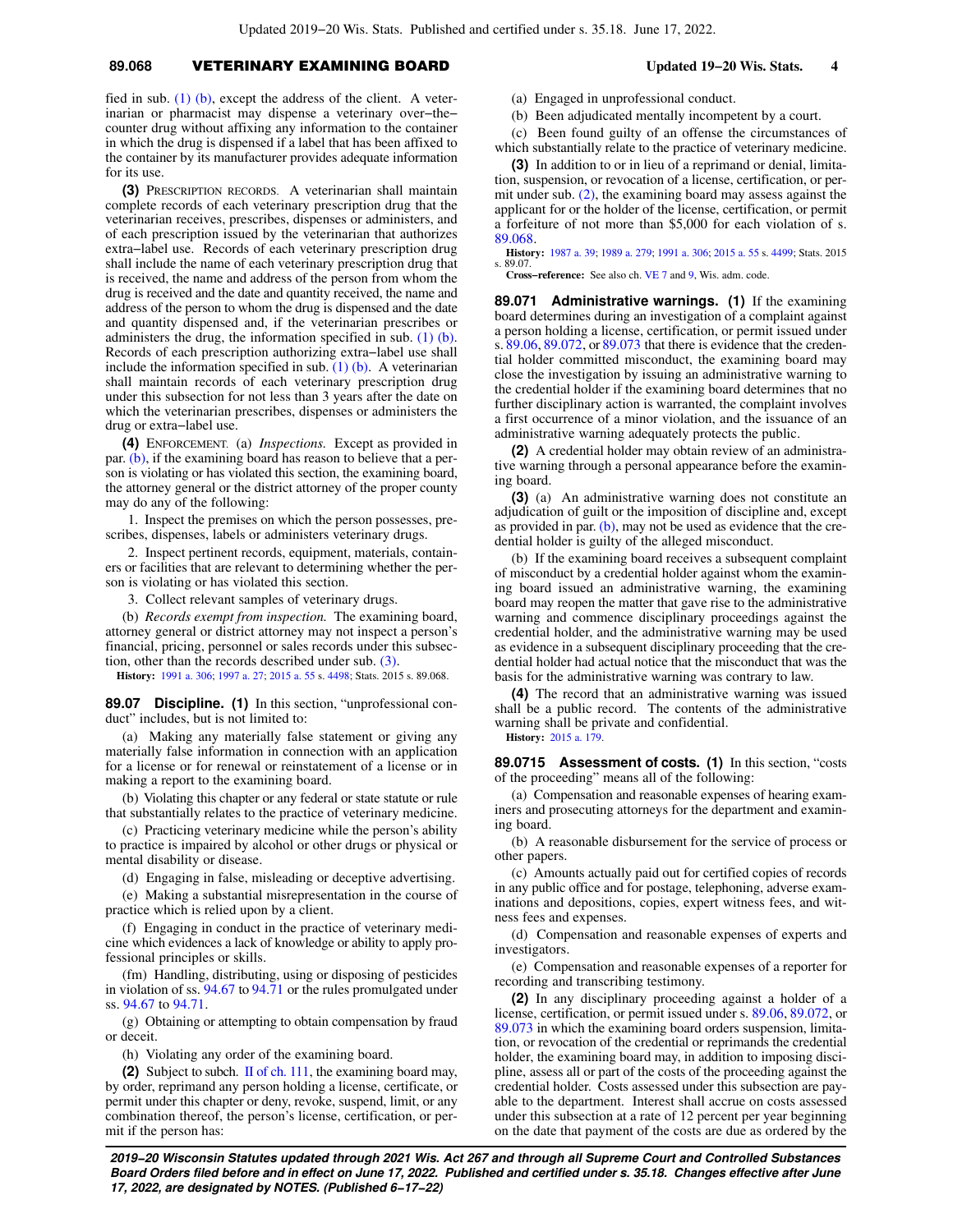fied in sub. (1) (b), except the address of the client. A veterinarian or pharmacist may dispense a veterinary over−the−counter drug without affixing any information to the container in which the drug is dispensed if a label that has been affixed to the container by its manufacturer provides adequate information for its use.

**(3)** PRESCRIPTION RECORDS. A veterinarian shall maintain complete records of each veterinary prescription drug that the veterinarian receives, prescribes, dispenses or administers, and of each prescription issued by the veterinarian that authorizes extra−label use. Records of each veterinary prescription drug shall include the name of each veterinary prescription drug that is received, the name and address of the person from whom the drug is received and the date and quantity received, the name and address of the person to whom the drug is dispensed and the date and quantity dispensed and, if the veterinarian prescribes or administers the drug, the information specified in sub. (1) (b). Records of each prescription authorizing extra−label use shall include the information specified in sub. (1) (b). A veterinarian shall maintain records of each veterinary prescription drug under this subsection for not less than 3 years after the date on which the veterinarian prescribes, dispenses or administers the drug or extra−label use.

**(4)** ENFORCEMENT. (a) *Inspections.* Except as provided in par. (b), if the examining board has reason to believe that a person is violating or has violated this section, the examining board, the attorney general or the district attorney of the proper county may do any of the following:

1. Inspect the premises on which the person possesses, prescribes, dispenses, labels or administers veterinary drugs.

2. Inspect pertinent records, equipment, materials, containers or facilities that are relevant to determining whether the person is violating or has violated this section.

3. Collect relevant samples of veterinary drugs.

(b) *Records exempt from inspection.* The examining board, attorney general or district attorney may not inspect a person's financial, pricing, personnel or sales records under this subsection, other than the records described under sub. (3).

**History:** 1991 a. 306; 1997 a. 27; 2015 a. 55 s. 4498; Stats. 2015 s. 89.068.

**89.07 Discipline.** **(1)** In this section, "unprofessional conduct" includes, but is not limited to:

(a) Making any materially false statement or giving any materially false information in connection with an application for a license or for renewal or reinstatement of a license or in making a report to the examining board.

(b) Violating this chapter or any federal or state statute or rule that substantially relates to the practice of veterinary medicine.

(c) Practicing veterinary medicine while the person's ability to practice is impaired by alcohol or other drugs or physical or mental disability or disease.

(d) Engaging in false, misleading or deceptive advertising.

(e) Making a substantial misrepresentation in the course of practice which is relied upon by a client.

(f) Engaging in conduct in the practice of veterinary medicine which evidences a lack of knowledge or ability to apply professional principles or skills.

(fm) Handling, distributing, using or disposing of pesticides in violation of ss. 94.67 to 94.71 or the rules promulgated under ss. 94.67 to 94.71.

(g) Obtaining or attempting to obtain compensation by fraud or deceit.

(h) Violating any order of the examining board.

**(2)** Subject to subch. II of ch. 111, the examining board may, by order, reprimand any person holding a license, certificate, or permit under this chapter or deny, revoke, suspend, limit, or any combination thereof, the person's license, certification, or permit if the person has:

(a) Engaged in unprofessional conduct.

(b) Been adjudicated mentally incompetent by a court.

(c) Been found guilty of an offense the circumstances of which substantially relate to the practice of veterinary medicine.

**(3)** In addition to or in lieu of a reprimand or denial, limitation, suspension, or revocation of a license, certification, or permit under sub. (2), the examining board may assess against the applicant for or the holder of the license, certification, or permit a forfeiture of not more than $5,000 for each violation of s. 89.068.

**History:** 1987 a. 39; 1989 a. 279; 1991 a. 306; 2015 a. 55 s. 4499; Stats. 2015 s. 89.07.

**Cross−reference:** See also ch. VE 7 and 9, Wis. adm. code.

**89.071 Administrative warnings.** **(1)** If the examining board determines during an investigation of a complaint against a person holding a license, certification, or permit issued under s. 89.06, 89.072, or 89.073 that there is evidence that the credential holder committed misconduct, the examining board may close the investigation by issuing an administrative warning to the credential holder if the examining board determines that no further disciplinary action is warranted, the complaint involves a first occurrence of a minor violation, and the issuance of an administrative warning adequately protects the public.

**(2)** A credential holder may obtain review of an administrative warning through a personal appearance before the examining board.

**(3)** (a) An administrative warning does not constitute an adjudication of guilt or the imposition of discipline and, except as provided in par. (b), may not be used as evidence that the credential holder is guilty of the alleged misconduct.

(b) If the examining board receives a subsequent complaint of misconduct by a credential holder against whom the examining board issued an administrative warning, the examining board may reopen the matter that gave rise to the administrative warning and commence disciplinary proceedings against the credential holder, and the administrative warning may be used as evidence in a subsequent disciplinary proceeding that the credential holder had actual notice that the misconduct that was the basis for the administrative warning was contrary to law.

**(4)** The record that an administrative warning was issued shall be a public record. The contents of the administrative warning shall be private and confidential.

**History:** 2015 a. 179.

**89.0715 Assessment of costs.** **(1)** In this section, "costs of the proceeding" means all of the following:

(a) Compensation and reasonable expenses of hearing examiners and prosecuting attorneys for the department and examining board.

(b) A reasonable disbursement for the service of process or other papers.

(c) Amounts actually paid out for certified copies of records in any public office and for postage, telephoning, adverse examinations and depositions, copies, expert witness fees, and witness fees and expenses.

(d) Compensation and reasonable expenses of experts and investigators.

(e) Compensation and reasonable expenses of a reporter for recording and transcribing testimony.

**(2)** In any disciplinary proceeding against a holder of a license, certification, or permit issued under s. 89.06, 89.072, or 89.073 in which the examining board orders suspension, limitation, or revocation of the credential or reprimands the credential holder, the examining board may, in addition to imposing discipline, assess all or part of the costs of the proceeding against the credential holder. Costs assessed under this subsection are payable to the department. Interest shall accrue on costs assessed under this subsection at a rate of 12 percent per year beginning on the date that payment of the costs are due as ordered by the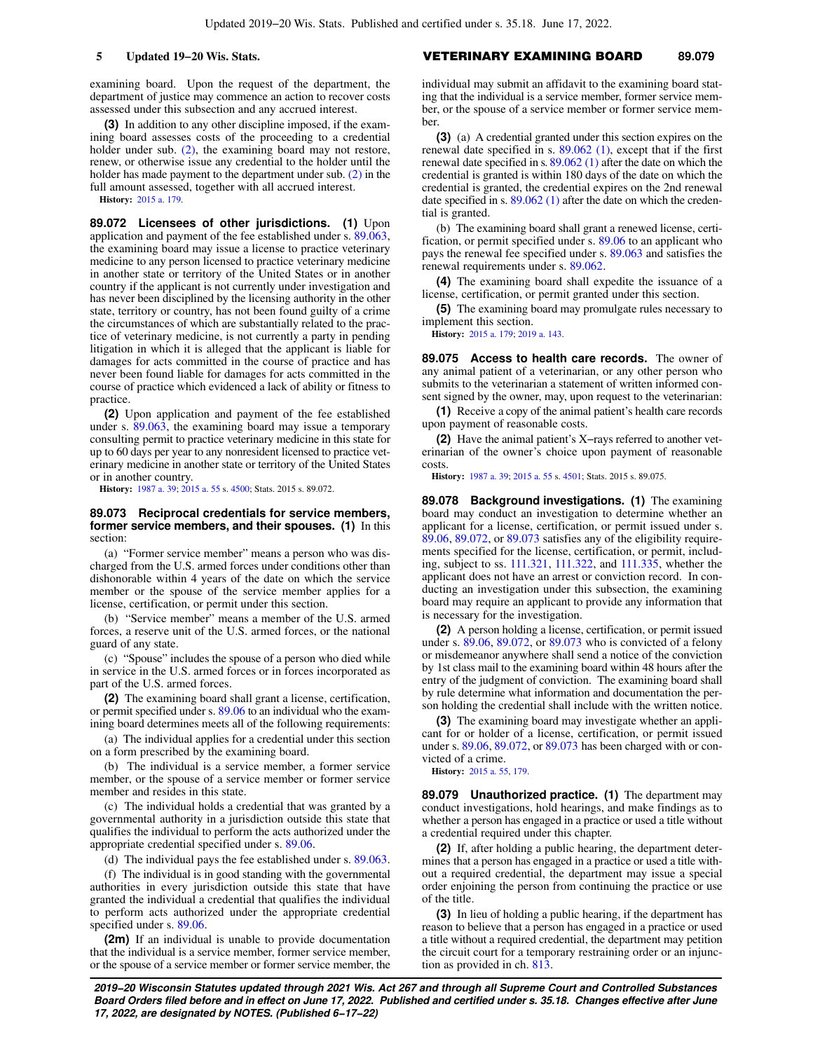examining board. Upon the request of the department, the department of justice may commence an action to recover costs assessed under this subsection and any accrued interest.

**(3)** In addition to any other discipline imposed, if the examining board assesses costs of the proceeding to a credential holder under sub. (2), the examining board may not restore, renew, or otherwise issue any credential to the holder until the holder has made payment to the department under sub. (2) in the full amount assessed, together with all accrued interest.

**History:** 2015 a. 179.

**89.072 Licensees of other jurisdictions. (1)** Upon application and payment of the fee established under s. 89.063, the examining board may issue a license to practice veterinary medicine to any person licensed to practice veterinary medicine in another state or territory of the United States or in another country if the applicant is not currently under investigation and has never been disciplined by the licensing authority in the other state, territory or country, has not been found guilty of a crime the circumstances of which are substantially related to the practice of veterinary medicine, is not currently a party in pending litigation in which it is alleged that the applicant is liable for damages for acts committed in the course of practice and has never been found liable for damages for acts committed in the course of practice which evidenced a lack of ability or fitness to practice.

**(2)** Upon application and payment of the fee established under s. 89.063, the examining board may issue a temporary consulting permit to practice veterinary medicine in this state for up to 60 days per year to any nonresident licensed to practice veterinary medicine in another state or territory of the United States or in another country.

**History:** 1987 a. 39; 2015 a. 55 s. 4500; Stats. 2015 s. 89.072.

**89.073 Reciprocal credentials for service members, former service members, and their spouses. (1)** In this section:

(a) "Former service member" means a person who was discharged from the U.S. armed forces under conditions other than dishonorable within 4 years of the date on which the service member or the spouse of the service member applies for a license, certification, or permit under this section.

(b) "Service member" means a member of the U.S. armed forces, a reserve unit of the U.S. armed forces, or the national guard of any state.

(c) "Spouse" includes the spouse of a person who died while in service in the U.S. armed forces or in forces incorporated as part of the U.S. armed forces.

**(2)** The examining board shall grant a license, certification, or permit specified under s. 89.06 to an individual who the examining board determines meets all of the following requirements:

(a) The individual applies for a credential under this section on a form prescribed by the examining board.

(b) The individual is a service member, a former service member, or the spouse of a service member or former service member and resides in this state.

(c) The individual holds a credential that was granted by a governmental authority in a jurisdiction outside this state that qualifies the individual to perform the acts authorized under the appropriate credential specified under s. 89.06.

(d) The individual pays the fee established under s. 89.063.

(f) The individual is in good standing with the governmental authorities in every jurisdiction outside this state that have granted the individual a credential that qualifies the individual to perform acts authorized under the appropriate credential specified under s. 89.06.

**(2m)** If an individual is unable to provide documentation that the individual is a service member, former service member, or the spouse of a service member or former service member, the individual may submit an affidavit to the examining board stating that the individual is a service member, former service member, or the spouse of a service member or former service member.

**(3)** (a) A credential granted under this section expires on the renewal date specified in s. 89.062 (1), except that if the first renewal date specified in s. 89.062 (1) after the date on which the credential is granted is within 180 days of the date on which the credential is granted, the credential expires on the 2nd renewal date specified in s. 89.062 (1) after the date on which the credential is granted.

(b) The examining board shall grant a renewed license, certification, or permit specified under s. 89.06 to an applicant who pays the renewal fee specified under s. 89.063 and satisfies the renewal requirements under s. 89.062.

**(4)** The examining board shall expedite the issuance of a license, certification, or permit granted under this section.

**(5)** The examining board may promulgate rules necessary to implement this section.

**History:** 2015 a. 179; 2019 a. 143.

**89.075 Access to health care records.** The owner of any animal patient of a veterinarian, or any other person who submits to the veterinarian a statement of written informed consent signed by the owner, may, upon request to the veterinarian:

**(1)** Receive a copy of the animal patient's health care records upon payment of reasonable costs.

**(2)** Have the animal patient's X-rays referred to another veterinarian of the owner's choice upon payment of reasonable costs.

**History:** 1987 a. 39; 2015 a. 55 s. 4501; Stats. 2015 s. 89.075.

**89.078 Background investigations. (1)** The examining board may conduct an investigation to determine whether an applicant for a license, certification, or permit issued under s. 89.06, 89.072, or 89.073 satisfies any of the eligibility requirements specified for the license, certification, or permit, including, subject to ss. 111.321, 111.322, and 111.335, whether the applicant does not have an arrest or conviction record. In conducting an investigation under this subsection, the examining board may require an applicant to provide any information that is necessary for the investigation.

**(2)** A person holding a license, certification, or permit issued under s. 89.06, 89.072, or 89.073 who is convicted of a felony or misdemeanor anywhere shall send a notice of the conviction by 1st class mail to the examining board within 48 hours after the entry of the judgment of conviction. The examining board shall by rule determine what information and documentation the person holding the credential shall include with the written notice.

**(3)** The examining board may investigate whether an applicant for or holder of a license, certification, or permit issued under s. 89.06, 89.072, or 89.073 has been charged with or convicted of a crime.

**History:** 2015 a. 55, 179.

**89.079 Unauthorized practice. (1)** The department may conduct investigations, hold hearings, and make findings as to whether a person has engaged in a practice or used a title without a credential required under this chapter.

**(2)** If, after holding a public hearing, the department determines that a person has engaged in a practice or used a title without a required credential, the department may issue a special order enjoining the person from continuing the practice or use of the title.

**(3)** In lieu of holding a public hearing, if the department has reason to believe that a person has engaged in a practice or used a title without a required credential, the department may petition the circuit court for a temporary restraining order or an injunction as provided in ch. 813.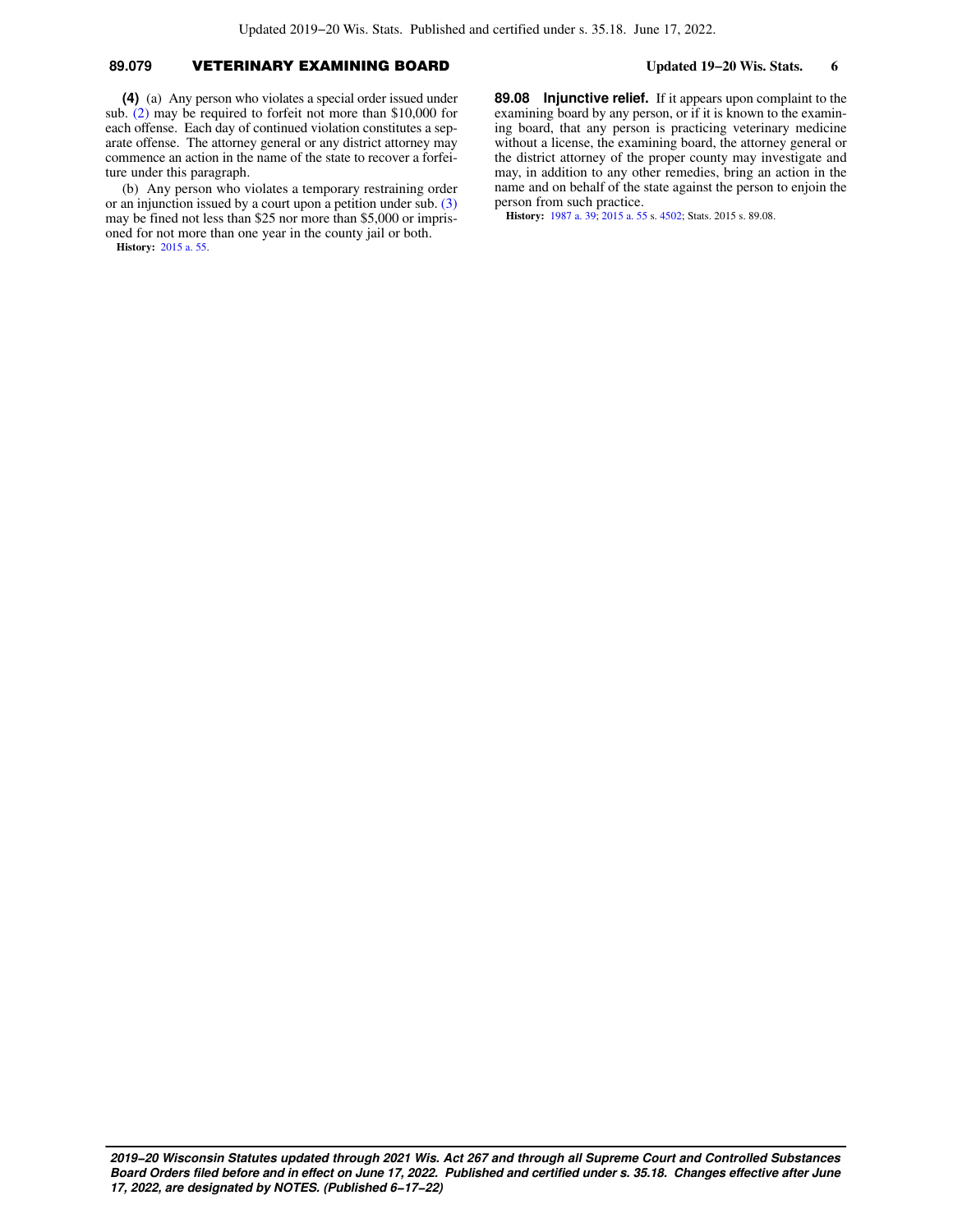**(4)** (a) Any person who violates a special order issued under sub. (2) may be required to forfeit not more than $10,000 for each offense. Each day of continued violation constitutes a separate offense. The attorney general or any district attorney may commence an action in the name of the state to recover a forfeiture under this paragraph.

(b) Any person who violates a temporary restraining order or an injunction issued by a court upon a petition under sub. (3) may be fined not less than $25 nor more than $5,000 or imprisoned for not more than one year in the county jail or both.

**History:** 2015 a. 55.

**89.08 Injunctive relief.** If it appears upon complaint to the examining board by any person, or if it is known to the examining board, that any person is practicing veterinary medicine without a license, the examining board, the attorney general or the district attorney of the proper county may investigate and may, in addition to any other remedies, bring an action in the name and on behalf of the state against the person to enjoin the person from such practice.

**History:** 1987 a. 39; 2015 a. 55 s. 4502; Stats. 2015 s. 89.08.